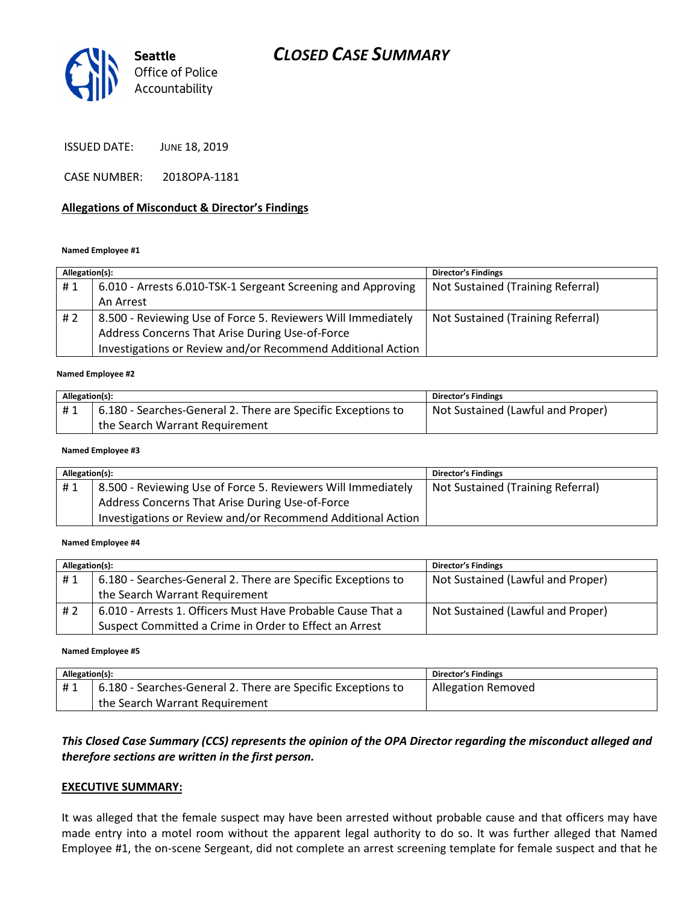Seattle Office of Police Accountability

# CLOSED CASE SUMMARY

ISSUED DATE: JUNE 18, 2019

CASE NUMBER: 2018OPA-1181

## Allegations of Misconduct & Director's Findings

**Named Employee #1**

| Allegation(s): | | Director's Findings |
|---|---|---|
| # 1 | 6.010 - Arrests 6.010-TSK-1 Sergeant Screening and Approving An Arrest | Not Sustained (Training Referral) |
| # 2 | 8.500 - Reviewing Use of Force 5. Reviewers Will Immediately Address Concerns That Arise During Use-of-Force Investigations or Review and/or Recommend Additional Action | Not Sustained (Training Referral) |

**Named Employee #2**

| Allegation(s): | | Director's Findings |
|---|---|---|
| # 1 | 6.180 - Searches-General 2. There are Specific Exceptions to the Search Warrant Requirement | Not Sustained (Lawful and Proper) |

**Named Employee #3**

| Allegation(s): | | Director's Findings |
|---|---|---|
| # 1 | 8.500 - Reviewing Use of Force 5. Reviewers Will Immediately Address Concerns That Arise During Use-of-Force Investigations or Review and/or Recommend Additional Action | Not Sustained (Training Referral) |

**Named Employee #4**

| Allegation(s): | | Director's Findings |
|---|---|---|
| # 1 | 6.180 - Searches-General 2. There are Specific Exceptions to the Search Warrant Requirement | Not Sustained (Lawful and Proper) |
| # 2 | 6.010 - Arrests 1. Officers Must Have Probable Cause That a Suspect Committed a Crime in Order to Effect an Arrest | Not Sustained (Lawful and Proper) |

**Named Employee #5**

| Allegation(s): | | Director's Findings |
|---|---|---|
| # 1 | 6.180 - Searches-General 2. There are Specific Exceptions to the Search Warrant Requirement | Allegation Removed |

***This Closed Case Summary (CCS) represents the opinion of the OPA Director regarding the misconduct alleged and therefore sections are written in the first person.***

## EXECUTIVE SUMMARY:

It was alleged that the female suspect may have been arrested without probable cause and that officers may have made entry into a motel room without the apparent legal authority to do so. It was further alleged that Named Employee #1, the on-scene Sergeant, did not complete an arrest screening template for female suspect and that he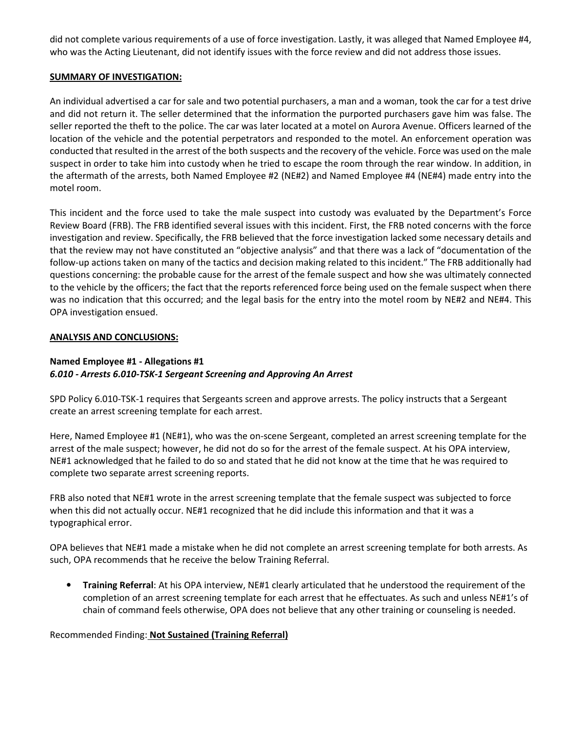did not complete various requirements of a use of force investigation. Lastly, it was alleged that Named Employee #4, who was the Acting Lieutenant, did not identify issues with the force review and did not address those issues.

**SUMMARY OF INVESTIGATION:**

An individual advertised a car for sale and two potential purchasers, a man and a woman, took the car for a test drive and did not return it. The seller determined that the information the purported purchasers gave him was false. The seller reported the theft to the police. The car was later located at a motel on Aurora Avenue. Officers learned of the location of the vehicle and the potential perpetrators and responded to the motel. An enforcement operation was conducted that resulted in the arrest of the both suspects and the recovery of the vehicle. Force was used on the male suspect in order to take him into custody when he tried to escape the room through the rear window. In addition, in the aftermath of the arrests, both Named Employee #2 (NE#2) and Named Employee #4 (NE#4) made entry into the motel room.

This incident and the force used to take the male suspect into custody was evaluated by the Department's Force Review Board (FRB). The FRB identified several issues with this incident. First, the FRB noted concerns with the force investigation and review. Specifically, the FRB believed that the force investigation lacked some necessary details and that the review may not have constituted an "objective analysis" and that there was a lack of "documentation of the follow-up actions taken on many of the tactics and decision making related to this incident." The FRB additionally had questions concerning: the probable cause for the arrest of the female suspect and how she was ultimately connected to the vehicle by the officers; the fact that the reports referenced force being used on the female suspect when there was no indication that this occurred; and the legal basis for the entry into the motel room by NE#2 and NE#4. This OPA investigation ensued.

**ANALYSIS AND CONCLUSIONS:**

**Named Employee #1 - Allegations #1**
***6.010 - Arrests 6.010-TSK-1 Sergeant Screening and Approving An Arrest***

SPD Policy 6.010-TSK-1 requires that Sergeants screen and approve arrests. The policy instructs that a Sergeant create an arrest screening template for each arrest.

Here, Named Employee #1 (NE#1), who was the on-scene Sergeant, completed an arrest screening template for the arrest of the male suspect; however, he did not do so for the arrest of the female suspect. At his OPA interview, NE#1 acknowledged that he failed to do so and stated that he did not know at the time that he was required to complete two separate arrest screening reports.

FRB also noted that NE#1 wrote in the arrest screening template that the female suspect was subjected to force when this did not actually occur. NE#1 recognized that he did include this information and that it was a typographical error.

OPA believes that NE#1 made a mistake when he did not complete an arrest screening template for both arrests. As such, OPA recommends that he receive the below Training Referral.

- **Training Referral**: At his OPA interview, NE#1 clearly articulated that he understood the requirement of the completion of an arrest screening template for each arrest that he effectuates. As such and unless NE#1's of chain of command feels otherwise, OPA does not believe that any other training or counseling is needed.

Recommended Finding: **Not Sustained (Training Referral)**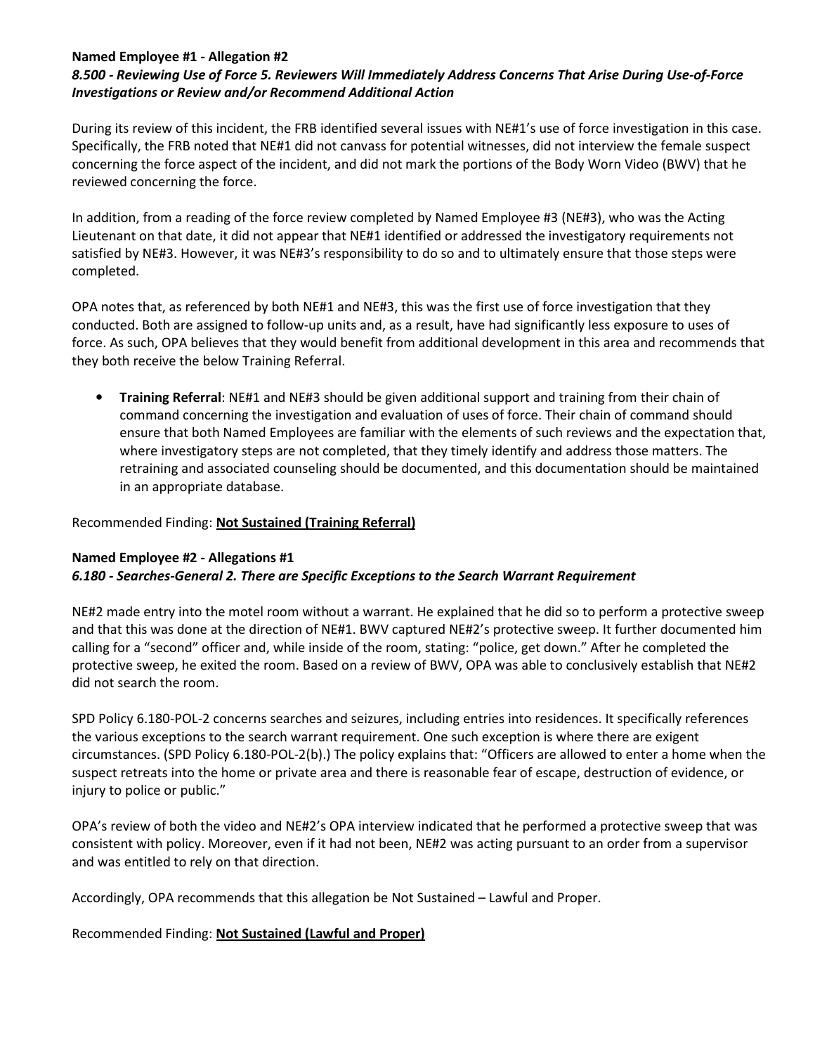**Named Employee #1 - Allegation #2**
***8.500 - Reviewing Use of Force 5. Reviewers Will Immediately Address Concerns That Arise During Use-of-Force Investigations or Review and/or Recommend Additional Action***

During its review of this incident, the FRB identified several issues with NE#1's use of force investigation in this case. Specifically, the FRB noted that NE#1 did not canvass for potential witnesses, did not interview the female suspect concerning the force aspect of the incident, and did not mark the portions of the Body Worn Video (BWV) that he reviewed concerning the force.

In addition, from a reading of the force review completed by Named Employee #3 (NE#3), who was the Acting Lieutenant on that date, it did not appear that NE#1 identified or addressed the investigatory requirements not satisfied by NE#3. However, it was NE#3's responsibility to do so and to ultimately ensure that those steps were completed.

OPA notes that, as referenced by both NE#1 and NE#3, this was the first use of force investigation that they conducted. Both are assigned to follow-up units and, as a result, have had significantly less exposure to uses of force. As such, OPA believes that they would benefit from additional development in this area and recommends that they both receive the below Training Referral.

- **Training Referral**: NE#1 and NE#3 should be given additional support and training from their chain of command concerning the investigation and evaluation of uses of force. Their chain of command should ensure that both Named Employees are familiar with the elements of such reviews and the expectation that, where investigatory steps are not completed, that they timely identify and address those matters. The retraining and associated counseling should be documented, and this documentation should be maintained in an appropriate database.

Recommended Finding: **Not Sustained (Training Referral)**

**Named Employee #2 - Allegations #1**
***6.180 - Searches-General 2. There are Specific Exceptions to the Search Warrant Requirement***

NE#2 made entry into the motel room without a warrant. He explained that he did so to perform a protective sweep and that this was done at the direction of NE#1. BWV captured NE#2's protective sweep. It further documented him calling for a "second" officer and, while inside of the room, stating: "police, get down." After he completed the protective sweep, he exited the room. Based on a review of BWV, OPA was able to conclusively establish that NE#2 did not search the room.

SPD Policy 6.180-POL-2 concerns searches and seizures, including entries into residences. It specifically references the various exceptions to the search warrant requirement. One such exception is where there are exigent circumstances. (SPD Policy 6.180-POL-2(b).) The policy explains that: "Officers are allowed to enter a home when the suspect retreats into the home or private area and there is reasonable fear of escape, destruction of evidence, or injury to police or public."

OPA's review of both the video and NE#2's OPA interview indicated that he performed a protective sweep that was consistent with policy. Moreover, even if it had not been, NE#2 was acting pursuant to an order from a supervisor and was entitled to rely on that direction.

Accordingly, OPA recommends that this allegation be Not Sustained – Lawful and Proper.

Recommended Finding: **Not Sustained (Lawful and Proper)**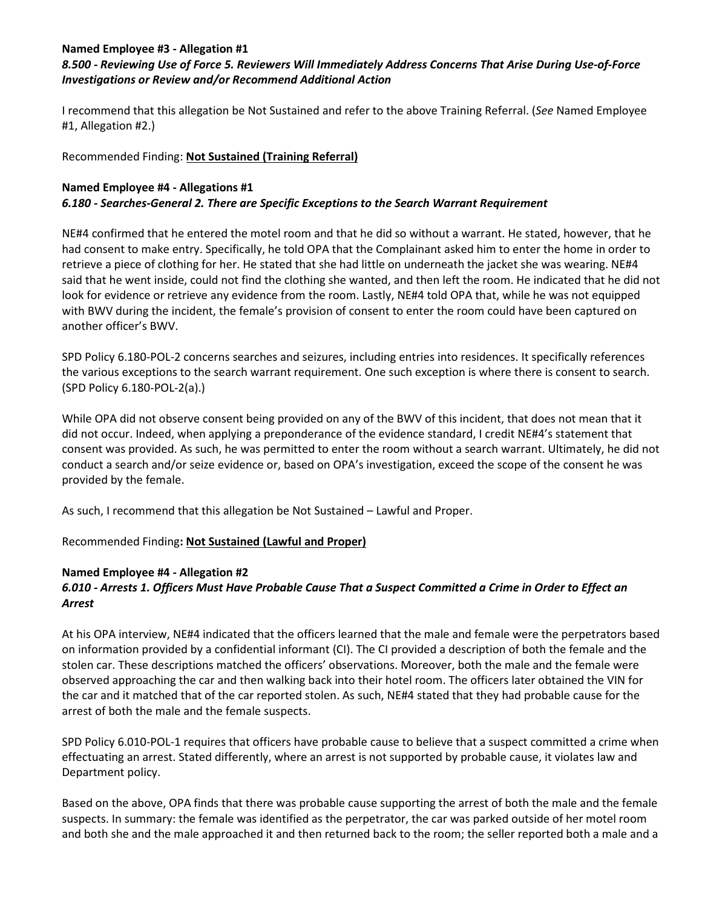**Named Employee #3 - Allegation #1**
***8.500 - Reviewing Use of Force 5. Reviewers Will Immediately Address Concerns That Arise During Use-of-Force Investigations or Review and/or Recommend Additional Action***

I recommend that this allegation be Not Sustained and refer to the above Training Referral. (*See* Named Employee #1, Allegation #2.)

Recommended Finding: **Not Sustained (Training Referral)**

**Named Employee #4 - Allegations #1**
***6.180 - Searches-General 2. There are Specific Exceptions to the Search Warrant Requirement***

NE#4 confirmed that he entered the motel room and that he did so without a warrant. He stated, however, that he had consent to make entry. Specifically, he told OPA that the Complainant asked him to enter the home in order to retrieve a piece of clothing for her. He stated that she had little on underneath the jacket she was wearing. NE#4 said that he went inside, could not find the clothing she wanted, and then left the room. He indicated that he did not look for evidence or retrieve any evidence from the room. Lastly, NE#4 told OPA that, while he was not equipped with BWV during the incident, the female's provision of consent to enter the room could have been captured on another officer's BWV.

SPD Policy 6.180-POL-2 concerns searches and seizures, including entries into residences. It specifically references the various exceptions to the search warrant requirement. One such exception is where there is consent to search. (SPD Policy 6.180-POL-2(a).)

While OPA did not observe consent being provided on any of the BWV of this incident, that does not mean that it did not occur. Indeed, when applying a preponderance of the evidence standard, I credit NE#4's statement that consent was provided. As such, he was permitted to enter the room without a search warrant. Ultimately, he did not conduct a search and/or seize evidence or, based on OPA's investigation, exceed the scope of the consent he was provided by the female.

As such, I recommend that this allegation be Not Sustained – Lawful and Proper.

Recommended Finding**: Not Sustained (Lawful and Proper)**

**Named Employee #4 - Allegation #2**
***6.010 - Arrests 1. Officers Must Have Probable Cause That a Suspect Committed a Crime in Order to Effect an Arrest***

At his OPA interview, NE#4 indicated that the officers learned that the male and female were the perpetrators based on information provided by a confidential informant (CI). The CI provided a description of both the female and the stolen car. These descriptions matched the officers' observations. Moreover, both the male and the female were observed approaching the car and then walking back into their hotel room. The officers later obtained the VIN for the car and it matched that of the car reported stolen. As such, NE#4 stated that they had probable cause for the arrest of both the male and the female suspects.

SPD Policy 6.010-POL-1 requires that officers have probable cause to believe that a suspect committed a crime when effectuating an arrest. Stated differently, where an arrest is not supported by probable cause, it violates law and Department policy.

Based on the above, OPA finds that there was probable cause supporting the arrest of both the male and the female suspects. In summary: the female was identified as the perpetrator, the car was parked outside of her motel room and both she and the male approached it and then returned back to the room; the seller reported both a male and a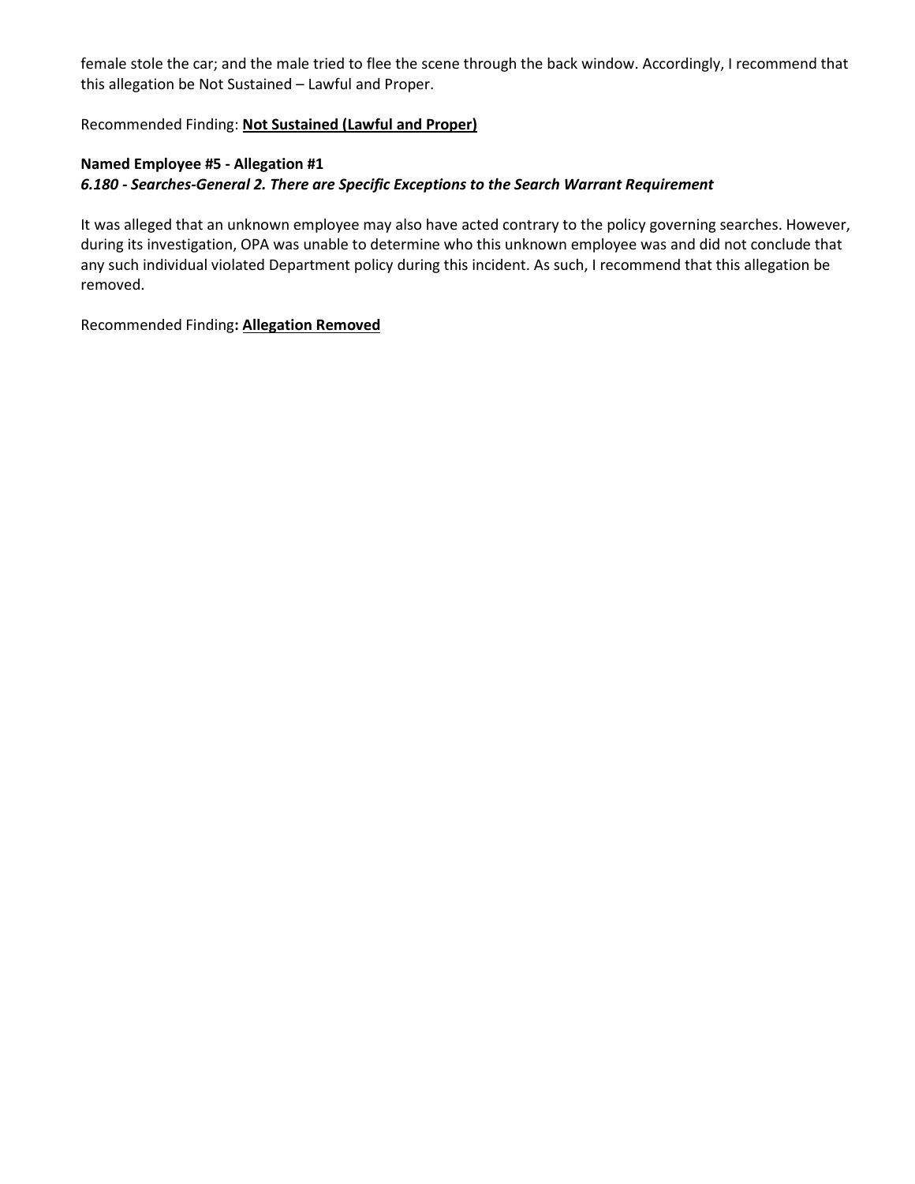female stole the car; and the male tried to flee the scene through the back window. Accordingly, I recommend that this allegation be Not Sustained – Lawful and Proper.

Recommended Finding: **Not Sustained (Lawful and Proper)**

**Named Employee #5 - Allegation #1**
***6.180 - Searches-General 2. There are Specific Exceptions to the Search Warrant Requirement***

It was alleged that an unknown employee may also have acted contrary to the policy governing searches. However, during its investigation, OPA was unable to determine who this unknown employee was and did not conclude that any such individual violated Department policy during this incident. As such, I recommend that this allegation be removed.

Recommended Finding**: Allegation Removed**